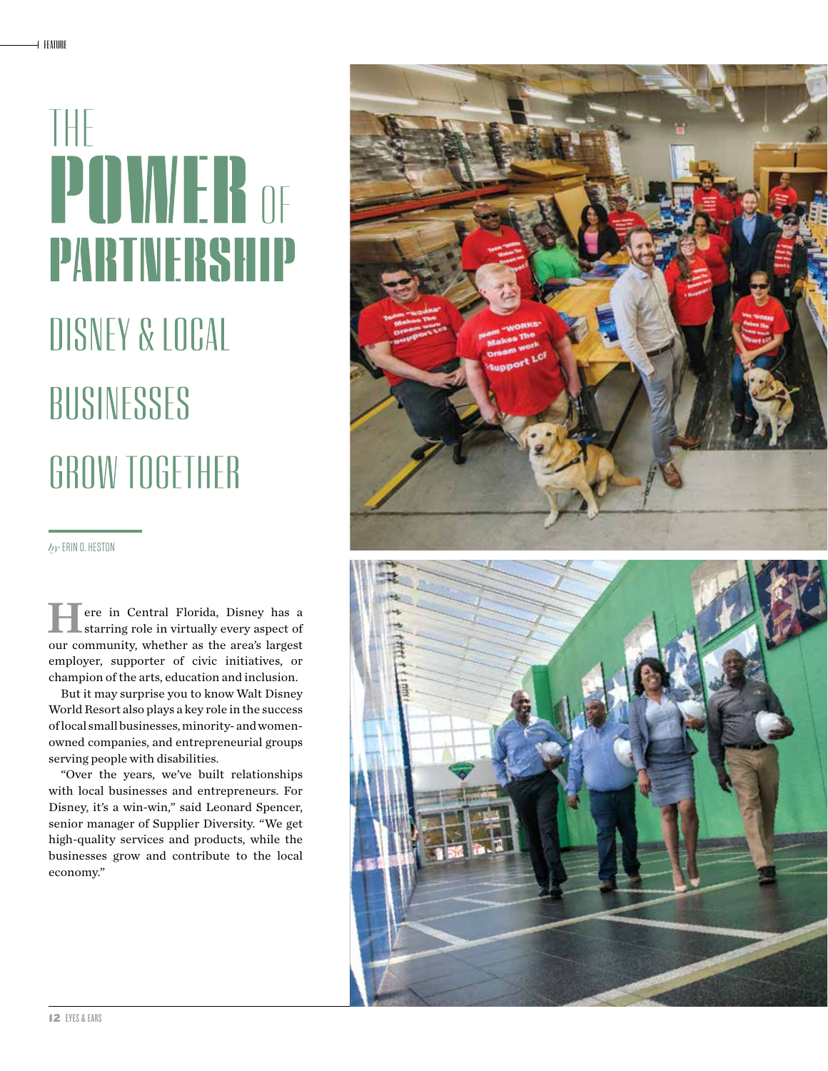# THE POWER OF PARTNERSHIP

## DISNEY & LOCAL BUSINESSES GROW TOGETHER

*by* ERIN O. HESTON

Here in Central Florida, Disney has a starring role in virtually every aspect of our community, whether as the area's largest employer, supporter of civic initiatives, or champion of the arts, education and inclusion.

But it may surprise you to know Walt Disney World Resort also plays a key role in the success of local small businesses, minority- and women-owned companies, and entrepreneurial groups serving people with disabilities.

"Over the years, we've built relationships with local businesses and entrepreneurs. For Disney, it's a win-win," said Leonard Spencer, senior manager of Supplier Diversity. "We get high-quality services and products, while the businesses grow and contribute to the local economy."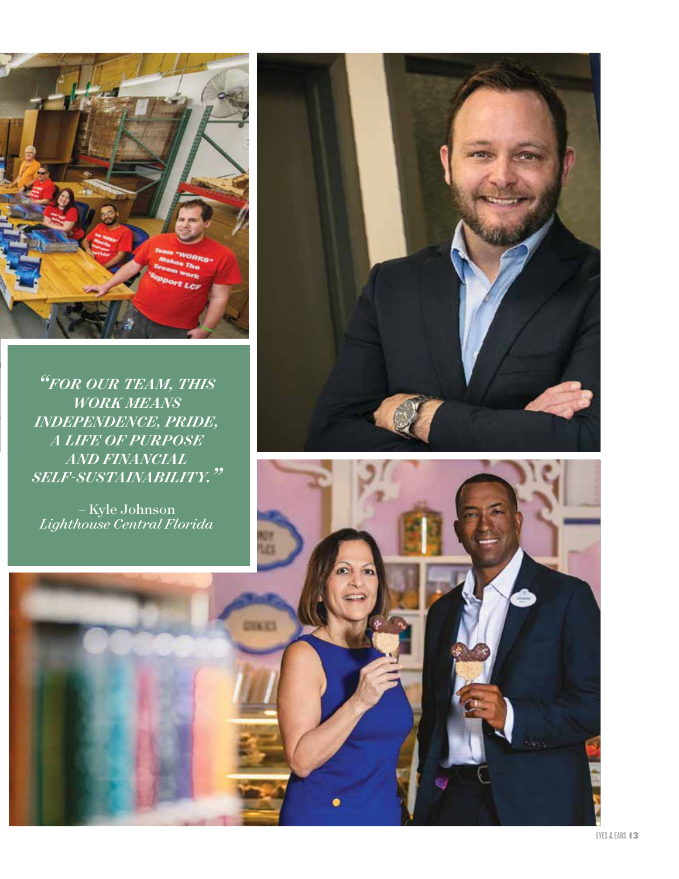*"FOR OUR TEAM, THIS WORK MEANS INDEPENDENCE, PRIDE, A LIFE OF PURPOSE AND FINANCIAL SELF-SUSTAINABILITY."*

– Kyle Johnson
*Lighthouse Central Florida*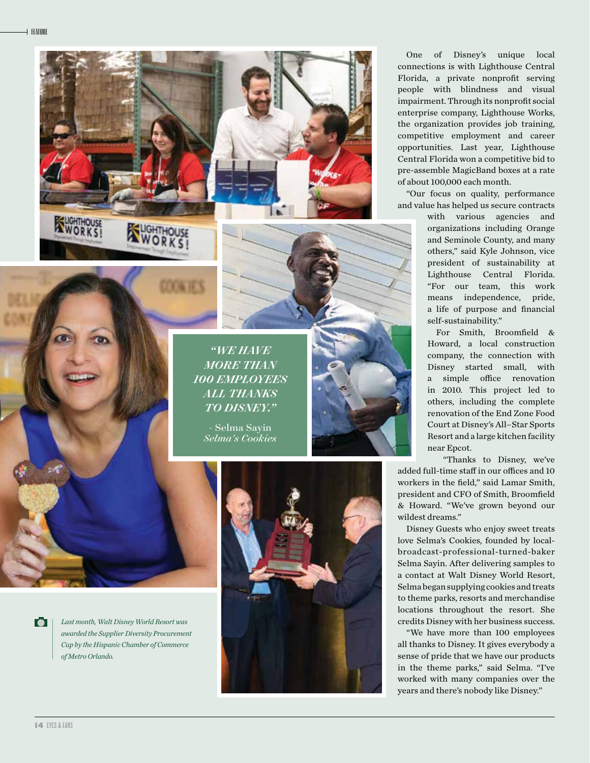> *"WE HAVE MORE THAN 100 EMPLOYEES ALL THANKS TO DISNEY."*
>
> - Selma Sayin
> *Selma's Cookies*

*Last month, Walt Disney World Resort was awarded the Supplier Diversity Procurement Cup by the Hispanic Chamber of Commerce of Metro Orlando.*

One of Disney's unique local connections is with Lighthouse Central Florida, a private nonprofit serving people with blindness and visual impairment. Through its nonprofit social enterprise company, Lighthouse Works, the organization provides job training, competitive employment and career opportunities. Last year, Lighthouse Central Florida won a competitive bid to pre-assemble MagicBand boxes at a rate of about 100,000 each month.

"Our focus on quality, performance and value has helped us secure contracts with various agencies and organizations including Orange and Seminole County, and many others," said Kyle Johnson, vice president of sustainability at Lighthouse Central Florida. "For our team, this work means independence, pride, a life of purpose and financial self-sustainability."

For Smith, Broomfield & Howard, a local construction company, the connection with Disney started small, with a simple office renovation in 2010. This project led to others, including the complete renovation of the End Zone Food Court at Disney's All–Star Sports Resort and a large kitchen facility near Epcot.

"Thanks to Disney, we've added full-time staff in our offices and 10 workers in the field," said Lamar Smith, president and CFO of Smith, Broomfield & Howard. "We've grown beyond our wildest dreams."

Disney Guests who enjoy sweet treats love Selma's Cookies, founded by local-broadcast-professional-turned-baker Selma Sayin. After delivering samples to a contact at Walt Disney World Resort, Selma began supplying cookies and treats to theme parks, resorts and merchandise locations throughout the resort. She credits Disney with her business success.

"We have more than 100 employees all thanks to Disney. It gives everybody a sense of pride that we have our products in the theme parks," said Selma. "I've worked with many companies over the years and there's nobody like Disney."